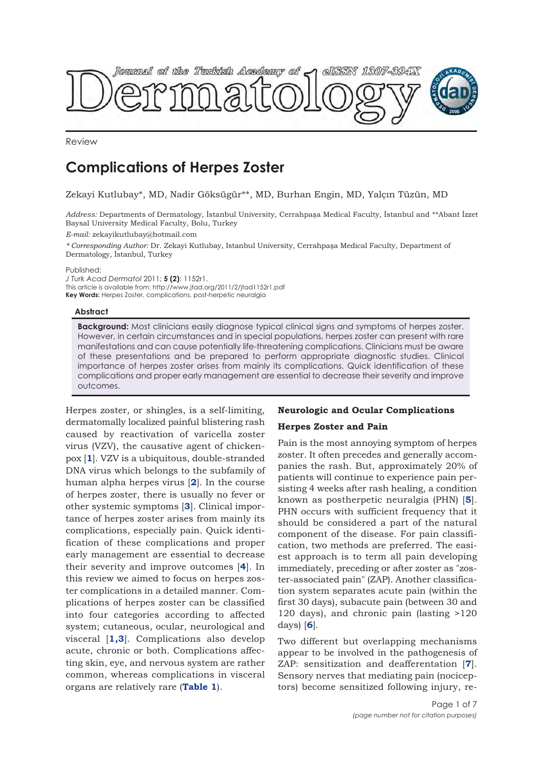Review

# Complications of Herpes Zoster

Zekayi Kutlubay*, MD, Nadir Göksügür**, MD, Burhan Engin, MD, Yalçın Tüzün, MD

*Address:* Departments of Dermatology, İstanbul University, Cerrahpaşa Medical Faculty, İstanbul and **Abant İzzet Baysal University Medical Faculty, Bolu, Turkey

*E-mail:* zekayikutlubay@hotmail.com

*\* Corresponding Author:* Dr. Zekayi Kutlubay, Istanbul University, Cerrahpaşa Medical Faculty, Department of Dermatology, İstanbul, Turkey

Published:
*J Turk Acad Dermatol* 2011; **5 (2)**: 1152r1.
This article is available from: http://www.jtad.org/2011/2/jtad1152r1.pdf
**Key Words:** Herpes Zoster, complications, post-herpetic neuralgia

### Abstract

**Background:** Most clinicians easily diagnose typical clinical signs and symptoms of herpes zoster. However, in certain circumstances and in special populations, herpes zoster can present with rare manifestations and can cause potentially life-threatening complications. Clinicians must be aware of these presentations and be prepared to perform appropriate diagnostic studies. Clinical importance of herpes zoster arises from mainly its complications. Quick identification of these complications and proper early management are essential to decrease their severity and improve outcomes.

Herpes zoster, or shingles, is a self-limiting, dermatomally localized painful blistering rash caused by reactivation of varicella zoster virus (VZV), the causative agent of chickenpox [1]. VZV is a ubiquitous, double-stranded DNA virus which belongs to the subfamily of human alpha herpes virus [2]. In the course of herpes zoster, there is usually no fever or other systemic symptoms [3]. Clinical importance of herpes zoster arises from mainly its complications, especially pain. Quick identification of these complications and proper early management are essential to decrease their severity and improve outcomes [4]. In this review we aimed to focus on herpes zoster complications in a detailed manner. Complications of herpes zoster can be classified into four categories according to affected system; cutaneous, ocular, neurological and visceral [1,3]. Complications also develop acute, chronic or both. Complications affecting skin, eye, and nervous system are rather common, whereas complications in visceral organs are relatively rare (**Table 1**).

## Neurologic and Ocular Complications

### Herpes Zoster and Pain

Pain is the most annoying symptom of herpes zoster. It often precedes and generally accompanies the rash. But, approximately 20% of patients will continue to experience pain persisting 4 weeks after rash healing, a condition known as postherpetic neuralgia (PHN) [5]. PHN occurs with sufficient frequency that it should be considered a part of the natural component of the disease. For pain classification, two methods are preferred. The easiest approach is to term all pain developing immediately, preceding or after zoster as "zoster-associated pain" (ZAP). Another classification system separates acute pain (within the first 30 days), subacute pain (between 30 and 120 days), and chronic pain (lasting >120 days) [6].

Two different but overlapping mechanisms appear to be involved in the pathogenesis of ZAP: sensitization and deafferentation [7]. Sensory nerves that mediating pain (nociceptors) become sensitized following injury, re-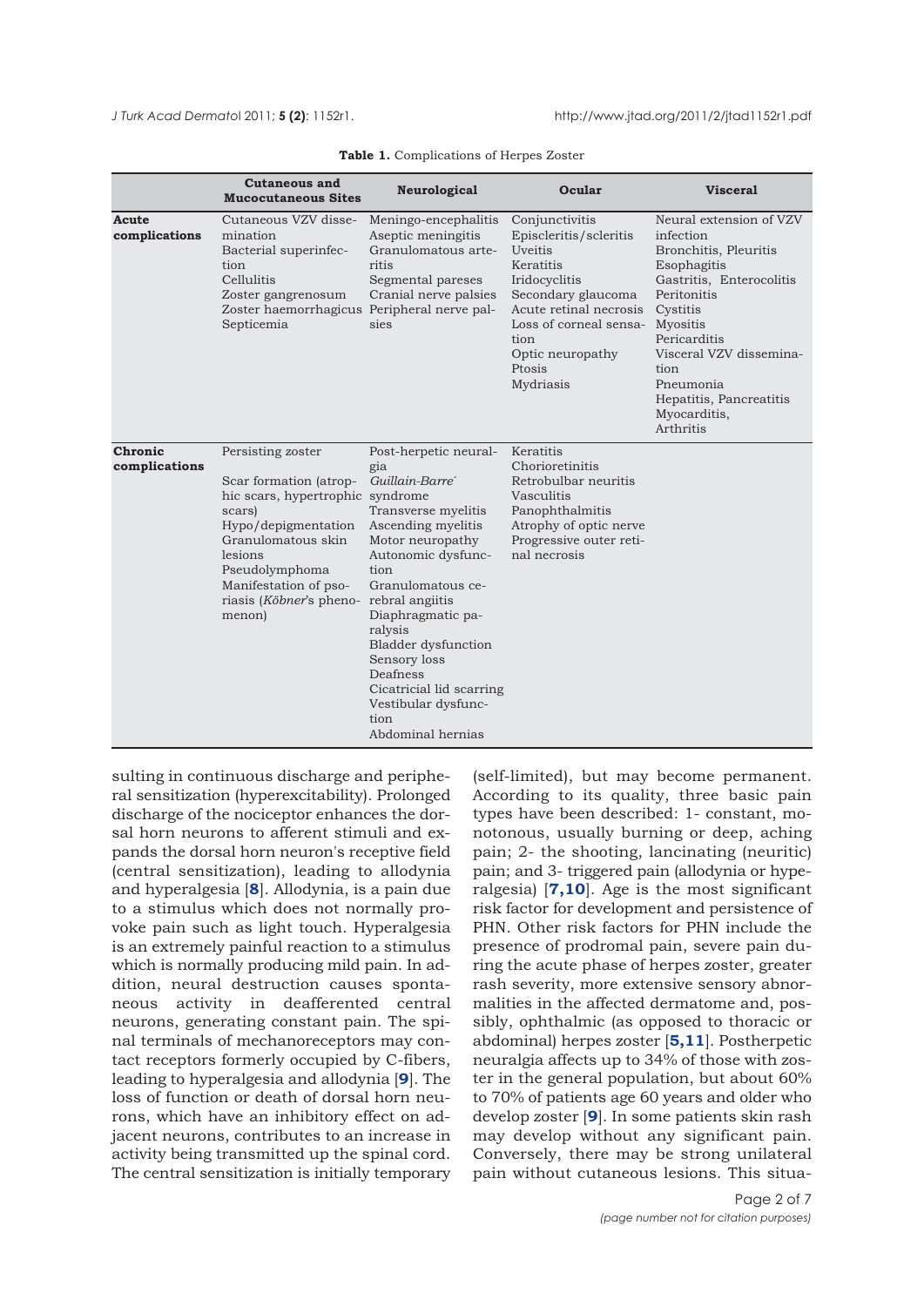**Table 1.** Complications of Herpes Zoster

| | Cutaneous and Mucocutaneous Sites | Neurological | Ocular | Visceral |
|---|---|---|---|---|
| **Acute complications** | Cutaneous VZV dissemination<br>Bacterial superinfection<br>Cellulitis<br>Zoster gangrenosum<br>Zoster haemorrhagicus<br>Septicemia | Meningo-encephalitis<br>Aseptic meningitis<br>Granulomatous arteritis<br>Segmental pareses<br>Cranial nerve palsies<br>Peripheral nerve palsies | Conjunctivitis<br>Episcleritis/scleritis<br>Uveitis<br>Keratitis<br>Iridocyclitis<br>Secondary glaucoma<br>Acute retinal necrosis<br>Loss of corneal sensation<br>Optic neuropathy<br>Ptosis<br>Mydriasis | Neural extension of VZV infection<br>Bronchitis, Pleuritis<br>Esophagitis<br>Gastritis, Enterocolitis<br>Peritonitis<br>Cystitis<br>Myositis<br>Pericarditis<br>Visceral VZV dissemination<br>Pneumonia<br>Hepatitis, Pancreatitis<br>Myocarditis,<br>Arthritis |
| **Chronic complications** | Persisting zoster<br><br>Scar formation (atrophic scars, hypertrophic scars)<br>Hypo/depigmentation<br>Granulomatous skin lesions<br>Pseudolymphoma<br>Manifestation of psoriasis (*Köbner*'s phenomenon) | Post-herpetic neuralgia<br>*Guillain-Barre´* syndrome<br>Transverse myelitis<br>Ascending myelitis<br>Motor neuropathy<br>Autonomic dysfunction<br>Granulomatous cerebral angiitis<br>Diaphragmatic paralysis<br>Bladder dysfunction<br>Sensory loss<br>Deafness<br>Cicatricial lid scarring<br>Vestibular dysfunction<br>Abdominal hernias | Keratitis<br>Chorioretinitis<br>Retrobulbar neuritis<br>Vasculitis<br>Panophthalmitis<br>Atrophy of optic nerve<br>Progressive outer retinal necrosis | |

sulting in continuous discharge and peripheral sensitization (hyperexcitability). Prolonged discharge of the nociceptor enhances the dorsal horn neurons to afferent stimuli and expands the dorsal horn neuron's receptive field (central sensitization), leading to allodynia and hyperalgesia [**8**]. Allodynia, is a pain due to a stimulus which does not normally provoke pain such as light touch. Hyperalgesia is an extremely painful reaction to a stimulus which is normally producing mild pain. In addition, neural destruction causes spontaneous activity in deafferented central neurons, generating constant pain. The spinal terminals of mechanoreceptors may contact receptors formerly occupied by C-fibers, leading to hyperalgesia and allodynia [**9**]. The loss of function or death of dorsal horn neurons, which have an inhibitory effect on adjacent neurons, contributes to an increase in activity being transmitted up the spinal cord. The central sensitization is initially temporary (self-limited), but may become permanent. According to its quality, three basic pain types have been described: 1- constant, monotonous, usually burning or deep, aching pain; 2- the shooting, lancinating (neuritic) pain; and 3- triggered pain (allodynia or hyperalgesia) [**7,10**]. Age is the most significant risk factor for development and persistence of PHN. Other risk factors for PHN include the presence of prodromal pain, severe pain during the acute phase of herpes zoster, greater rash severity, more extensive sensory abnormalities in the affected dermatome and, possibly, ophthalmic (as opposed to thoracic or abdominal) herpes zoster [**5,11**]. Postherpetic neuralgia affects up to 34% of those with zoster in the general population, but about 60% to 70% of patients age 60 years and older who develop zoster [**9**]. In some patients skin rash may develop without any significant pain. Conversely, there may be strong unilateral pain without cutaneous lesions. This situa-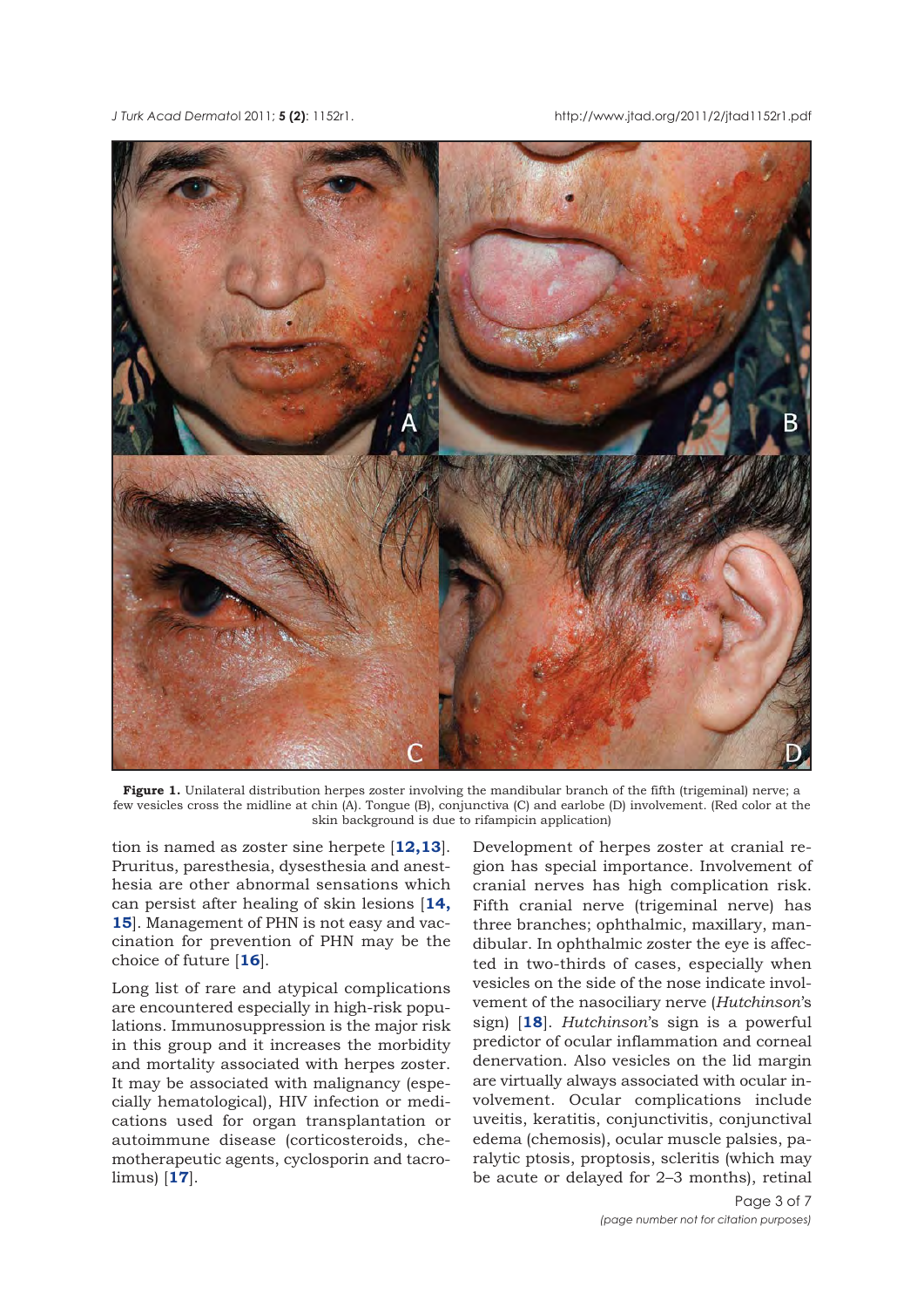**Figure 1.** Unilateral distribution herpes zoster involving the mandibular branch of the fifth (trigeminal) nerve; a few vesicles cross the midline at chin (A). Tongue (B), conjunctiva (C) and earlobe (D) involvement. (Red color at the skin background is due to rifampicin application)

tion is named as zoster sine herpete [**12,13**]. Pruritus, paresthesia, dysesthesia and anesthesia are other abnormal sensations which can persist after healing of skin lesions [**14, 15**]. Management of PHN is not easy and vaccination for prevention of PHN may be the choice of future [**16**].

Long list of rare and atypical complications are encountered especially in high-risk populations. Immunosuppression is the major risk in this group and it increases the morbidity and mortality associated with herpes zoster. It may be associated with malignancy (especially hematological), HIV infection or medications used for organ transplantation or autoimmune disease (corticosteroids, chemotherapeutic agents, cyclosporin and tacrolimus) [**17**].

Development of herpes zoster at cranial region has special importance. Involvement of cranial nerves has high complication risk. Fifth cranial nerve (trigeminal nerve) has three branches; ophthalmic, maxillary, mandibular. In ophthalmic zoster the eye is affected in two-thirds of cases, especially when vesicles on the side of the nose indicate involvement of the nasociliary nerve (*Hutchinson*'s sign) [**18**]. *Hutchinson*'s sign is a powerful predictor of ocular inflammation and corneal denervation. Also vesicles on the lid margin are virtually always associated with ocular involvement. Ocular complications include uveitis, keratitis, conjunctivitis, conjunctival edema (chemosis), ocular muscle palsies, paralytic ptosis, proptosis, scleritis (which may be acute or delayed for 2–3 months), retinal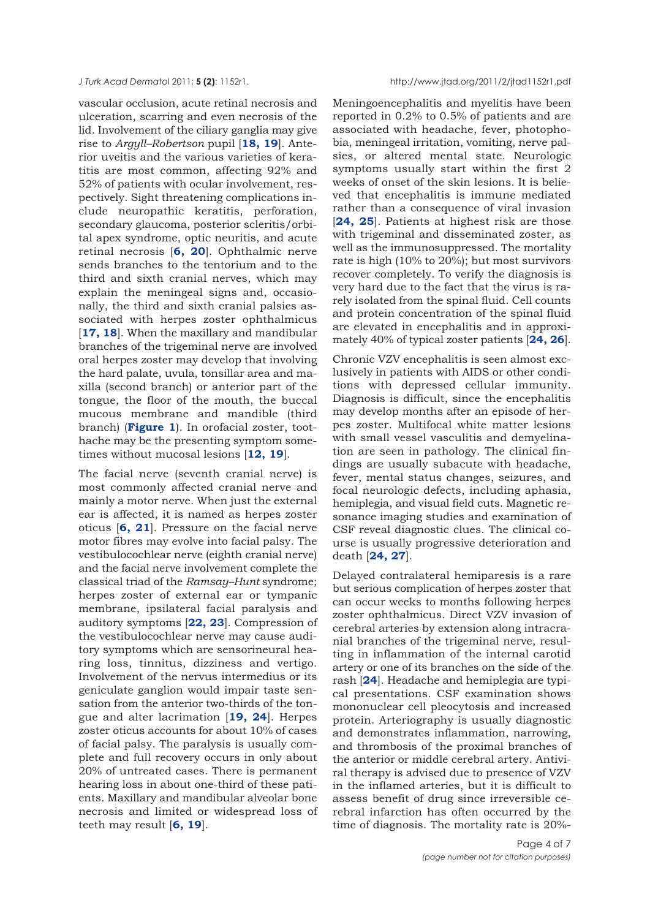vascular occlusion, acute retinal necrosis and ulceration, scarring and even necrosis of the lid. Involvement of the ciliary ganglia may give rise to *Argyll–Robertson* pupil [**18, 19**]. Anterior uveitis and the various varieties of keratitis are most common, affecting 92% and 52% of patients with ocular involvement, respectively. Sight threatening complications include neuropathic keratitis, perforation, secondary glaucoma, posterior scleritis/orbital apex syndrome, optic neuritis, and acute retinal necrosis [**6, 20**]. Ophthalmic nerve sends branches to the tentorium and to the third and sixth cranial nerves, which may explain the meningeal signs and, occasionally, the third and sixth cranial palsies associated with herpes zoster ophthalmicus [**17, 18**]. When the maxillary and mandibular branches of the trigeminal nerve are involved oral herpes zoster may develop that involving the hard palate, uvula, tonsillar area and maxilla (second branch) or anterior part of the tongue, the floor of the mouth, the buccal mucous membrane and mandible (third branch) (**Figure 1**). In orofacial zoster, toothache may be the presenting symptom sometimes without mucosal lesions [**12, 19**].

The facial nerve (seventh cranial nerve) is most commonly affected cranial nerve and mainly a motor nerve. When just the external ear is affected, it is named as herpes zoster oticus [**6, 21**]. Pressure on the facial nerve motor fibres may evolve into facial palsy. The vestibulocochlear nerve (eighth cranial nerve) and the facial nerve involvement complete the classical triad of the *Ramsay–Hunt* syndrome; herpes zoster of external ear or tympanic membrane, ipsilateral facial paralysis and auditory symptoms [**22, 23**]. Compression of the vestibulocochlear nerve may cause auditory symptoms which are sensorineural hearing loss, tinnitus, dizziness and vertigo. Involvement of the nervus intermedius or its geniculate ganglion would impair taste sensation from the anterior two-thirds of the tongue and alter lacrimation [**19, 24**]. Herpes zoster oticus accounts for about 10% of cases of facial palsy. The paralysis is usually complete and full recovery occurs in only about 20% of untreated cases. There is permanent hearing loss in about one-third of these patients. Maxillary and mandibular alveolar bone necrosis and limited or widespread loss of teeth may result [**6, 19**].

Meningoencephalitis and myelitis have been reported in 0.2% to 0.5% of patients and are associated with headache, fever, photophobia, meningeal irritation, vomiting, nerve palsies, or altered mental state. Neurologic symptoms usually start within the first 2 weeks of onset of the skin lesions. It is believed that encephalitis is immune mediated rather than a consequence of viral invasion [**24, 25**]. Patients at highest risk are those with trigeminal and disseminated zoster, as well as the immunosuppressed. The mortality rate is high (10% to 20%); but most survivors recover completely. To verify the diagnosis is very hard due to the fact that the virus is rarely isolated from the spinal fluid. Cell counts and protein concentration of the spinal fluid are elevated in encephalitis and in approximately 40% of typical zoster patients [**24, 26**].

Chronic VZV encephalitis is seen almost exclusively in patients with AIDS or other conditions with depressed cellular immunity. Diagnosis is difficult, since the encephalitis may develop months after an episode of herpes zoster. Multifocal white matter lesions with small vessel vasculitis and demyelination are seen in pathology. The clinical findings are usually subacute with headache, fever, mental status changes, seizures, and focal neurologic defects, including aphasia, hemiplegia, and visual field cuts. Magnetic resonance imaging studies and examination of CSF reveal diagnostic clues. The clinical course is usually progressive deterioration and death [**24, 27**].

Delayed contralateral hemiparesis is a rare but serious complication of herpes zoster that can occur weeks to months following herpes zoster ophthalmicus. Direct VZV invasion of cerebral arteries by extension along intracranial branches of the trigeminal nerve, resulting in inflammation of the internal carotid artery or one of its branches on the side of the rash [**24**]. Headache and hemiplegia are typical presentations. CSF examination shows mononuclear cell pleocytosis and increased protein. Arteriography is usually diagnostic and demonstrates inflammation, narrowing, and thrombosis of the proximal branches of the anterior or middle cerebral artery. Antiviral therapy is advised due to presence of VZV in the inflamed arteries, but it is difficult to assess benefit of drug since irreversible cerebral infarction has often occurred by the time of diagnosis. The mortality rate is 20%-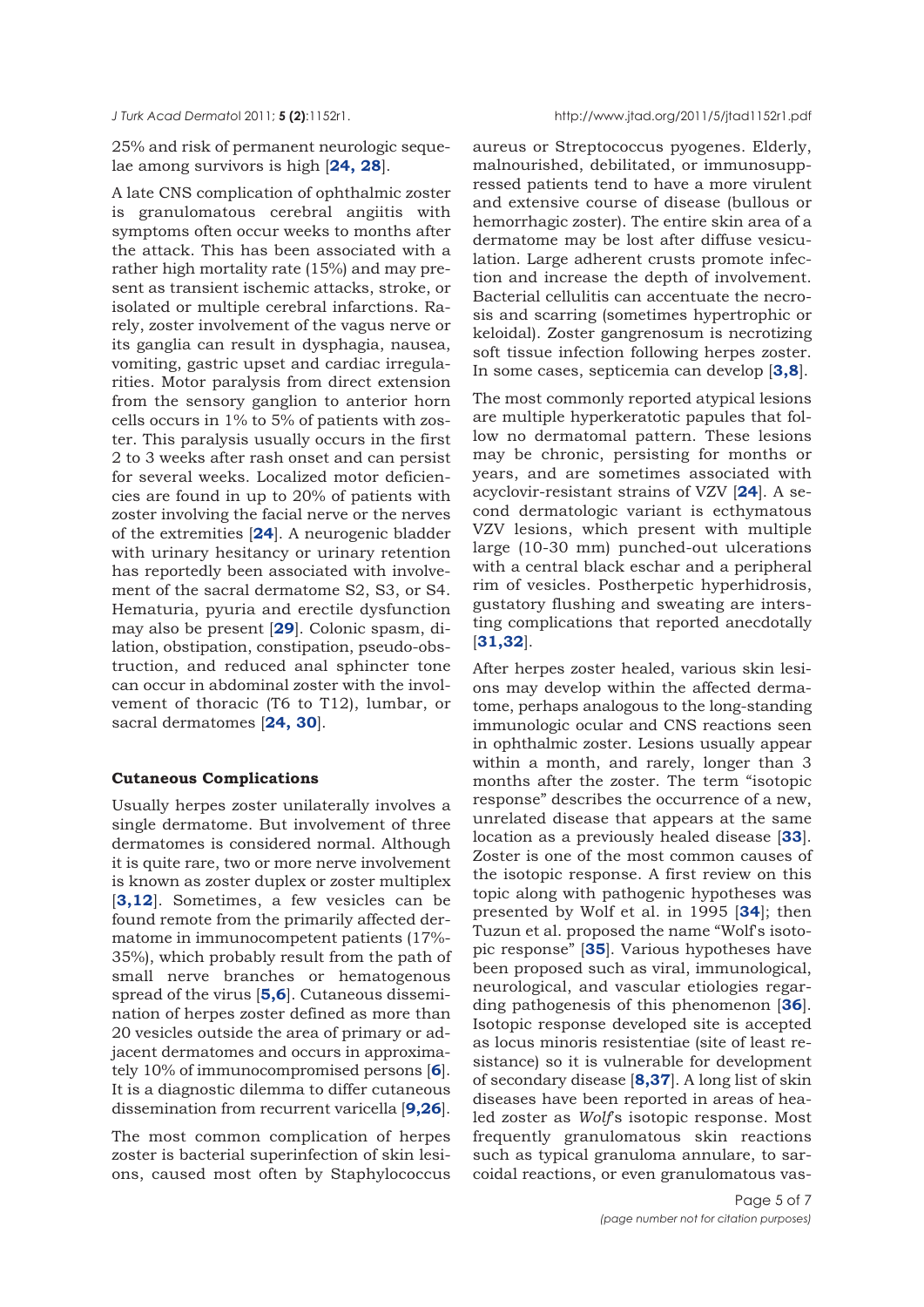25% and risk of permanent neurologic sequelae among survivors is high [**24, 28**].

A late CNS complication of ophthalmic zoster is granulomatous cerebral angiitis with symptoms often occur weeks to months after the attack. This has been associated with a rather high mortality rate (15%) and may present as transient ischemic attacks, stroke, or isolated or multiple cerebral infarctions. Rarely, zoster involvement of the vagus nerve or its ganglia can result in dysphagia, nausea, vomiting, gastric upset and cardiac irregularities. Motor paralysis from direct extension from the sensory ganglion to anterior horn cells occurs in 1% to 5% of patients with zoster. This paralysis usually occurs in the first 2 to 3 weeks after rash onset and can persist for several weeks. Localized motor deficiencies are found in up to 20% of patients with zoster involving the facial nerve or the nerves of the extremities [**24**]. A neurogenic bladder with urinary hesitancy or urinary retention has reportedly been associated with involvement of the sacral dermatome S2, S3, or S4. Hematuria, pyuria and erectile dysfunction may also be present [**29**]. Colonic spasm, dilation, obstipation, constipation, pseudo-obstruction, and reduced anal sphincter tone can occur in abdominal zoster with the involvement of thoracic (T6 to T12), lumbar, or sacral dermatomes [**24, 30**].

**Cutaneous Complications**

Usually herpes zoster unilaterally involves a single dermatome. But involvement of three dermatomes is considered normal. Although it is quite rare, two or more nerve involvement is known as zoster duplex or zoster multiplex [**3,12**]. Sometimes, a few vesicles can be found remote from the primarily affected dermatome in immunocompetent patients (17%-35%), which probably result from the path of small nerve branches or hematogenous spread of the virus [**5,6**]. Cutaneous dissemination of herpes zoster defined as more than 20 vesicles outside the area of primary or adjacent dermatomes and occurs in approximately 10% of immunocompromised persons [**6**]. It is a diagnostic dilemma to differ cutaneous dissemination from recurrent varicella [**9,26**].

The most common complication of herpes zoster is bacterial superinfection of skin lesions, caused most often by Staphylococcus aureus or Streptococcus pyogenes. Elderly, malnourished, debilitated, or immunosuppressed patients tend to have a more virulent and extensive course of disease (bullous or hemorrhagic zoster). The entire skin area of a dermatome may be lost after diffuse vesiculation. Large adherent crusts promote infection and increase the depth of involvement. Bacterial cellulitis can accentuate the necrosis and scarring (sometimes hypertrophic or keloidal). Zoster gangrenosum is necrotizing soft tissue infection following herpes zoster. In some cases, septicemia can develop [**3,8**].

The most commonly reported atypical lesions are multiple hyperkeratotic papules that follow no dermatomal pattern. These lesions may be chronic, persisting for months or years, and are sometimes associated with acyclovir-resistant strains of VZV [**24**]. A second dermatologic variant is ecthymatous VZV lesions, which present with multiple large (10-30 mm) punched-out ulcerations with a central black eschar and a peripheral rim of vesicles. Postherpetic hyperhidrosis, gustatory flushing and sweating are intersting complications that reported anecdotally [**31,32**].

After herpes zoster healed, various skin lesions may develop within the affected dermatome, perhaps analogous to the long-standing immunologic ocular and CNS reactions seen in ophthalmic zoster. Lesions usually appear within a month, and rarely, longer than 3 months after the zoster. The term "isotopic response" describes the occurrence of a new, unrelated disease that appears at the same location as a previously healed disease [**33**]. Zoster is one of the most common causes of the isotopic response. A first review on this topic along with pathogenic hypotheses was presented by Wolf et al. in 1995 [**34**]; then Tuzun et al. proposed the name "Wolf's isotopic response" [**35**]. Various hypotheses have been proposed such as viral, immunological, neurological, and vascular etiologies regarding pathogenesis of this phenomenon [**36**]. Isotopic response developed site is accepted as locus minoris resistentiae (site of least resistance) so it is vulnerable for development of secondary disease [**8,37**]. A long list of skin diseases have been reported in areas of healed zoster as *Wolf*'s isotopic response. Most frequently granulomatous skin reactions such as typical granuloma annulare, to sarcoidal reactions, or even granulomatous vas-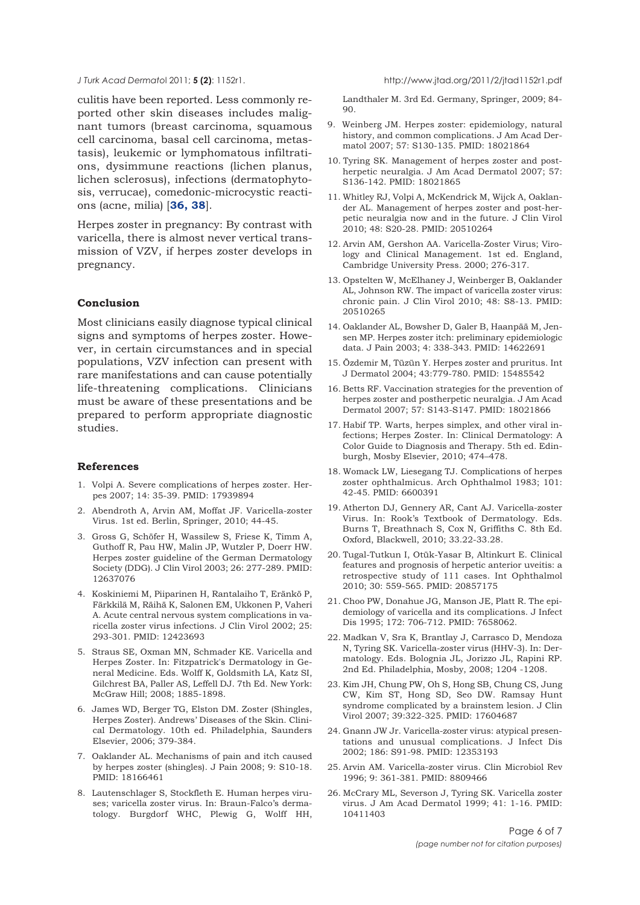culitis have been reported. Less commonly reported other skin diseases includes malignant tumors (breast carcinoma, squamous cell carcinoma, basal cell carcinoma, metastasis), leukemic or lymphomatous infiltrations, dysimmune reactions (lichen planus, lichen sclerosus), infections (dermatophytosis, verrucae), comedonic-microcystic reactions (acne, milia) [**36, 38**].

Herpes zoster in pregnancy: By contrast with varicella, there is almost never vertical transmission of VZV, if herpes zoster develops in pregnancy.

## Conclusion

Most clinicians easily diagnose typical clinical signs and symptoms of herpes zoster. However, in certain circumstances and in special populations, VZV infection can present with rare manifestations and can cause potentially life-threatening complications. Clinicians must be aware of these presentations and be prepared to perform appropriate diagnostic studies.

## References

1. Volpi A. Severe complications of herpes zoster. Herpes 2007; 14: 35-39. PMID: 17939894
2. Abendroth A, Arvin AM, Moffat JF. Varicella-zoster Virus. 1st ed. Berlin, Springer, 2010; 44-45.
3. Gross G, Schöfer H, Wassilew S, Friese K, Timm A, Guthoff R, Pau HW, Malin JP, Wutzler P, Doerr HW. Herpes zoster guideline of the German Dermatology Society (DDG). J Clin Virol 2003; 26: 277-289. PMID: 12637076
4. Koskiniemi M, Piiparinen H, Rantalaiho T, Eränkö P, Färkkilä M, Räihä K, Salonen EM, Ukkonen P, Vaheri A. Acute central nervous system complications in varicella zoster virus infections. J Clin Virol 2002; 25: 293-301. PMID: 12423693
5. Straus SE, Oxman MN, Schmader KE. Varicella and Herpes Zoster. In: Fitzpatrick's Dermatology in General Medicine. Eds. Wolff K, Goldsmith LA, Katz SI, Gilchrest BA, Paller AS, Leffell DJ. 7th Ed. New York: McGraw Hill; 2008; 1885-1898.
6. James WD, Berger TG, Elston DM. Zoster (Shingles, Herpes Zoster). Andrews' Diseases of the Skin. Clinical Dermatology. 10th ed. Philadelphia, Saunders Elsevier, 2006; 379-384.
7. Oaklander AL. Mechanisms of pain and itch caused by herpes zoster (shingles). J Pain 2008; 9: S10-18. PMID: 18166461
8. Lautenschlager S, Stockfleth E. Human herpes viruses; varicella zoster virus. In: Braun-Falco's dermatology. Burgdorf WHC, Plewig G, Wolff HH, Landthaler M. 3rd Ed. Germany, Springer, 2009; 84-90.
9. Weinberg JM. Herpes zoster: epidemiology, natural history, and common complications. J Am Acad Dermatol 2007; 57: S130-135. PMID: 18021864
10. Tyring SK. Management of herpes zoster and postherpetic neuralgia. J Am Acad Dermatol 2007; 57: S136-142. PMID: 18021865
11. Whitley RJ, Volpi A, McKendrick M, Wijck A, Oaklander AL. Management of herpes zoster and post-herpetic neuralgia now and in the future. J Clin Virol 2010; 48: S20-28. PMID: 20510264
12. Arvin AM, Gershon AA. Varicella-Zoster Virus; Virology and Clinical Management. 1st ed. England, Cambridge University Press. 2000; 276-317.
13. Opstelten W, McElhaney J, Weinberger B, Oaklander AL, Johnson RW. The impact of varicella zoster virus: chronic pain. J Clin Virol 2010; 48: S8-13. PMID: 20510265
14. Oaklander AL, Bowsher D, Galer B, Haanpää M, Jensen MP. Herpes zoster itch: preliminary epidemiologic data. J Pain 2003; 4: 338-343. PMID: 14622691
15. Özdemir M, Tüzün Y. Herpes zoster and pruritus. Int J Dermatol 2004; 43:779-780. PMID: 15485542
16. Betts RF. Vaccination strategies for the prevention of herpes zoster and postherpetic neuralgia. J Am Acad Dermatol 2007; 57: S143-S147. PMID: 18021866
17. Habif TP. Warts, herpes simplex, and other viral infections; Herpes Zoster. In: Clinical Dermatology: A Color Guide to Diagnosis and Therapy. 5th ed. Edinburgh, Mosby Elsevier, 2010; 474–478.
18. Womack LW, Liesegang TJ. Complications of herpes zoster ophthalmicus. Arch Ophthalmol 1983; 101: 42-45. PMID: 6600391
19. Atherton DJ, Gennery AR, Cant AJ. Varicella-zoster Virus. In: Rook's Textbook of Dermatology. Eds. Burns T, Breathnach S, Cox N, Griffiths C. 8th Ed. Oxford, Blackwell, 2010; 33.22-33.28.
20. Tugal-Tutkun I, Otük-Yasar B, Altinkurt E. Clinical features and prognosis of herpetic anterior uveitis: a retrospective study of 111 cases. Int Ophthalmol 2010; 30: 559-565. PMID: 20857175
21. Choo PW, Donahue JG, Manson JE, Platt R. The epidemiology of varicella and its complications. J Infect Dis 1995; 172: 706-712. PMID: 7658062.
22. Madkan V, Sra K, Brantlay J, Carrasco D, Mendoza N, Tyring SK. Varicella-zoster virus (HHV-3). In: Dermatology. Eds. Bolognia JL, Jorizzo JL, Rapini RP. 2nd Ed. Philadelphia, Mosby, 2008; 1204 -1208.
23. Kim JH, Chung PW, Oh S, Hong SB, Chung CS, Jung CW, Kim ST, Hong SD, Seo DW. Ramsay Hunt syndrome complicated by a brainstem lesion. J Clin Virol 2007; 39:322-325. PMID: 17604687
24. Gnann JW Jr. Varicella-zoster virus: atypical presentations and unusual complications. J Infect Dis 2002; 186: S91-98. PMID: 12353193
25. Arvin AM. Varicella-zoster virus. Clin Microbiol Rev 1996; 9: 361-381. PMID: 8809466
26. McCrary ML, Severson J, Tyring SK. Varicella zoster virus. J Am Acad Dermatol 1999; 41: 1-16. PMID: 10411403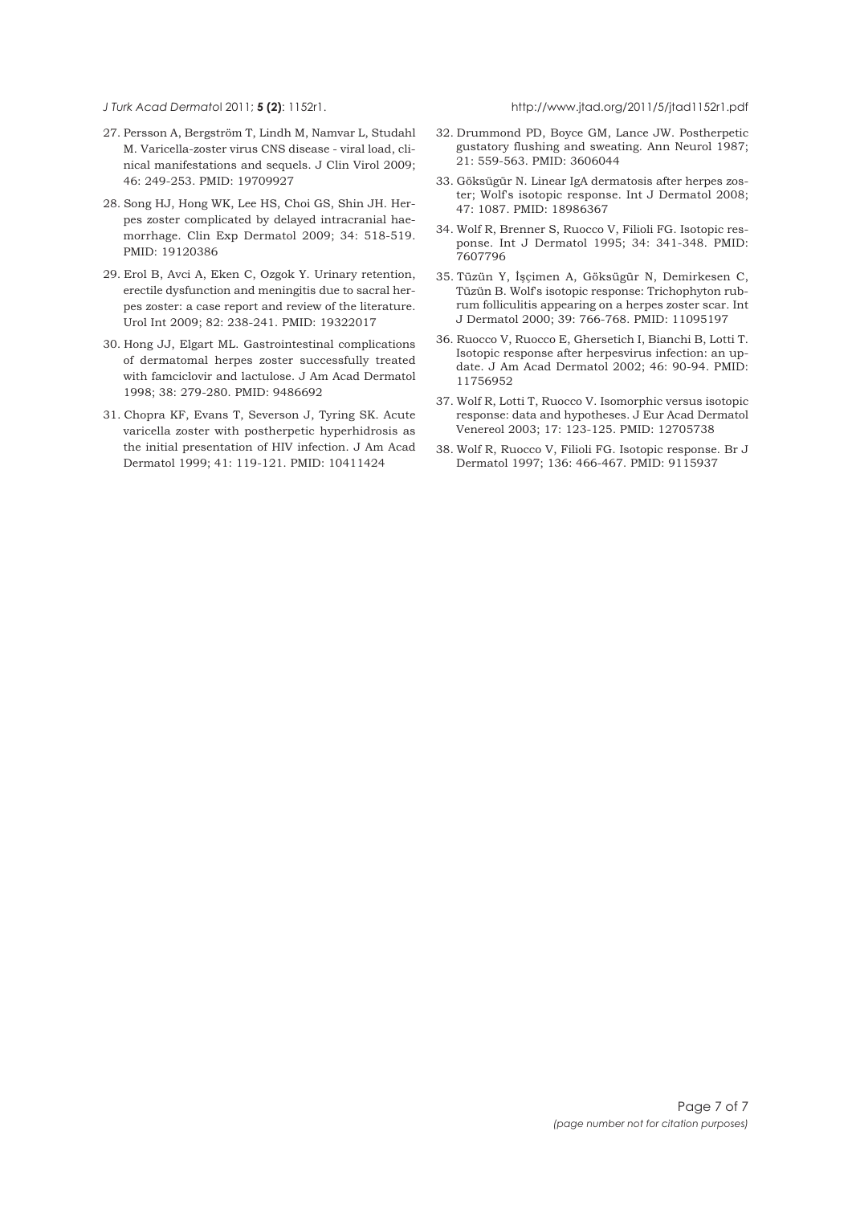27. Persson A, Bergström T, Lindh M, Namvar L, Studahl M. Varicella-zoster virus CNS disease - viral load, clinical manifestations and sequels. J Clin Virol 2009; 46: 249-253. PMID: 19709927

28. Song HJ, Hong WK, Lee HS, Choi GS, Shin JH. Herpes zoster complicated by delayed intracranial haemorrhage. Clin Exp Dermatol 2009; 34: 518-519. PMID: 19120386

29. Erol B, Avci A, Eken C, Ozgok Y. Urinary retention, erectile dysfunction and meningitis due to sacral herpes zoster: a case report and review of the literature. Urol Int 2009; 82: 238-241. PMID: 19322017

30. Hong JJ, Elgart ML. Gastrointestinal complications of dermatomal herpes zoster successfully treated with famciclovir and lactulose. J Am Acad Dermatol 1998; 38: 279-280. PMID: 9486692

31. Chopra KF, Evans T, Severson J, Tyring SK. Acute varicella zoster with postherpetic hyperhidrosis as the initial presentation of HIV infection. J Am Acad Dermatol 1999; 41: 119-121. PMID: 10411424

32. Drummond PD, Boyce GM, Lance JW. Postherpetic gustatory flushing and sweating. Ann Neurol 1987; 21: 559-563. PMID: 3606044

33. Göksügür N. Linear IgA dermatosis after herpes zoster; Wolf's isotopic response. Int J Dermatol 2008; 47: 1087. PMID: 18986367

34. Wolf R, Brenner S, Ruocco V, Filioli FG. Isotopic response. Int J Dermatol 1995; 34: 341-348. PMID: 7607796

35. Tüzün Y, İşçimen A, Göksügür N, Demirkesen C, Tüzün B. Wolf's isotopic response: Trichophyton rubrum folliculitis appearing on a herpes zoster scar. Int J Dermatol 2000; 39: 766-768. PMID: 11095197

36. Ruocco V, Ruocco E, Ghersetich I, Bianchi B, Lotti T. Isotopic response after herpesvirus infection: an update. J Am Acad Dermatol 2002; 46: 90-94. PMID: 11756952

37. Wolf R, Lotti T, Ruocco V. Isomorphic versus isotopic response: data and hypotheses. J Eur Acad Dermatol Venereol 2003; 17: 123-125. PMID: 12705738

38. Wolf R, Ruocco V, Filioli FG. Isotopic response. Br J Dermatol 1997; 136: 466-467. PMID: 9115937